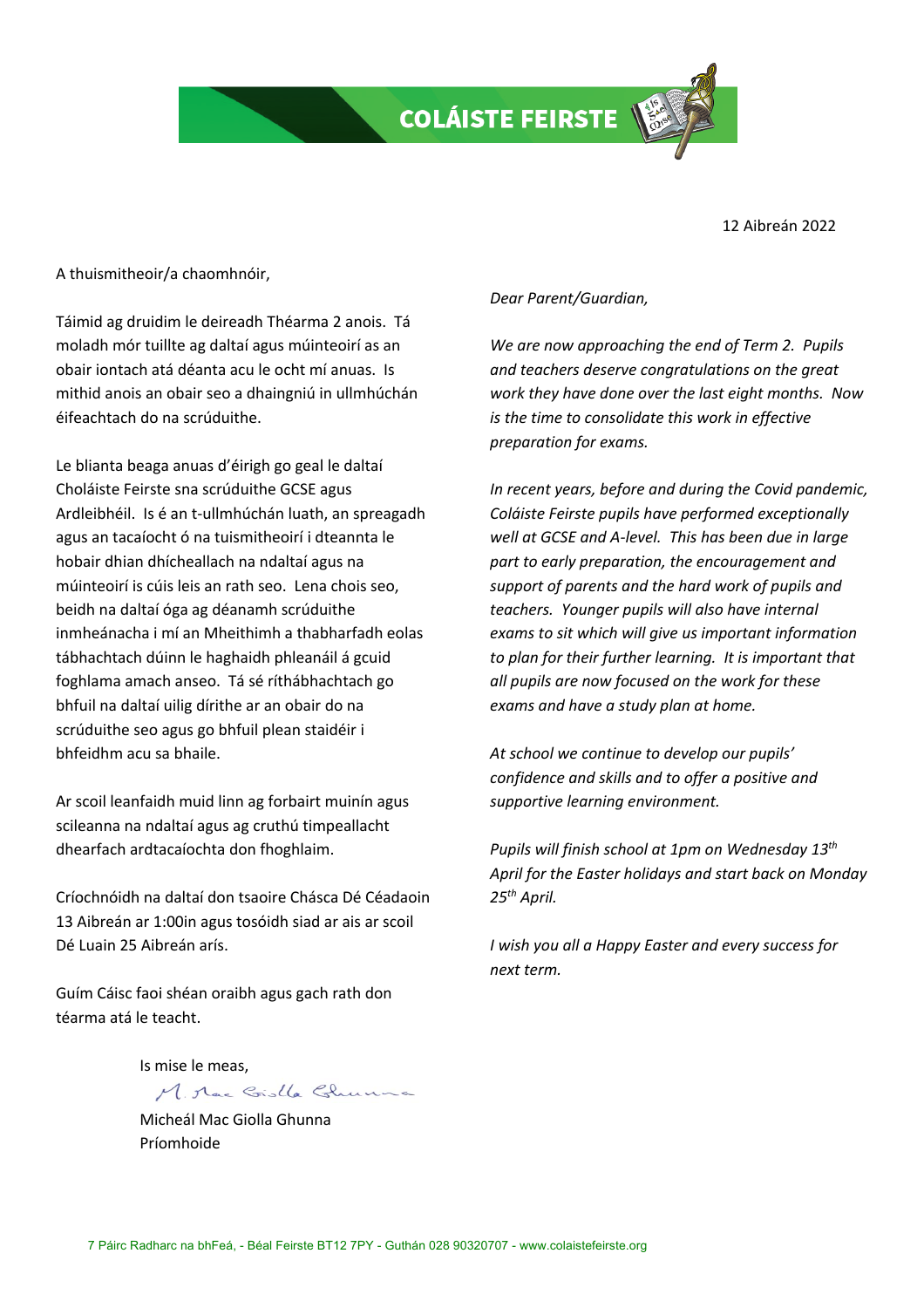# COLÁISTE FEIRSTE

12 Aibreán 2022

A thuismitheoir/a chaomhnóir,

Táimid ag druidim le deireadh Théarma 2 anois. Tá moladh mór tuillte ag daltaí agus múinteoirí as an obair iontach atá déanta acu le ocht mí anuas. Is mithid anois an obair seo a dhaingniú in ullmhúchán éifeachtach do na scrúduithe.

Le blianta beaga anuas d'éirigh go geal le daltaí Choláiste Feirste sna scrúduithe GCSE agus Ardleibhéil. Is é an t-ullmhúchán luath, an spreagadh agus an tacaíocht ó na tuismitheoirí i dteannta le hobair dhian dhícheallach na ndaltaí agus na múinteoirí is cúis leis an rath seo. Lena chois seo, beidh na daltaí óga ag déanamh scrúduithe inmheánacha i mí an Mheithimh a thabharfadh eolas tábhachtach dúinn le haghaidh phleanáil á gcuid foghlama amach anseo. Tá sé ríthábhachtach go bhfuil na daltaí uilig dírithe ar an obair do na scrúduithe seo agus go bhfuil plean staidéir i bhfeidhm acu sa bhaile.

Ar scoil leanfaidh muid linn ag forbairt muinín agus scileanna na ndaltaí agus ag cruthú timpeallacht dhearfach ardtacaíochta don fhoghlaim.

Críochnóidh na daltaí don tsaoire Chásca Dé Céadaoin 13 Aibreán ar 1:00in agus tosóidh siad ar ais ar scoil Dé Luain 25 Aibreán arís.

Guím Cáisc faoi shéan oraibh agus gach rath don téarma atá le teacht.

Is mise le meas,

M. Mac Giolla Ghunna

Micheál Mac Giolla Ghunna
Príomhoide

*Dear Parent/Guardian,*

*We are now approaching the end of Term 2. Pupils and teachers deserve congratulations on the great work they have done over the last eight months. Now is the time to consolidate this work in effective preparation for exams.*

*In recent years, before and during the Covid pandemic, Coláiste Feirste pupils have performed exceptionally well at GCSE and A-level. This has been due in large part to early preparation, the encouragement and support of parents and the hard work of pupils and teachers. Younger pupils will also have internal exams to sit which will give us important information to plan for their further learning. It is important that all pupils are now focused on the work for these exams and have a study plan at home.*

*At school we continue to develop our pupils' confidence and skills and to offer a positive and supportive learning environment.*

*Pupils will finish school at 1pm on Wednesday 13th April for the Easter holidays and start back on Monday 25th April.*

*I wish you all a Happy Easter and every success for next term.*

7 Páirc Radharc na bhFeá, - Béal Feirste BT12 7PY - Guthán 028 90320707 - www.colaistefeirste.org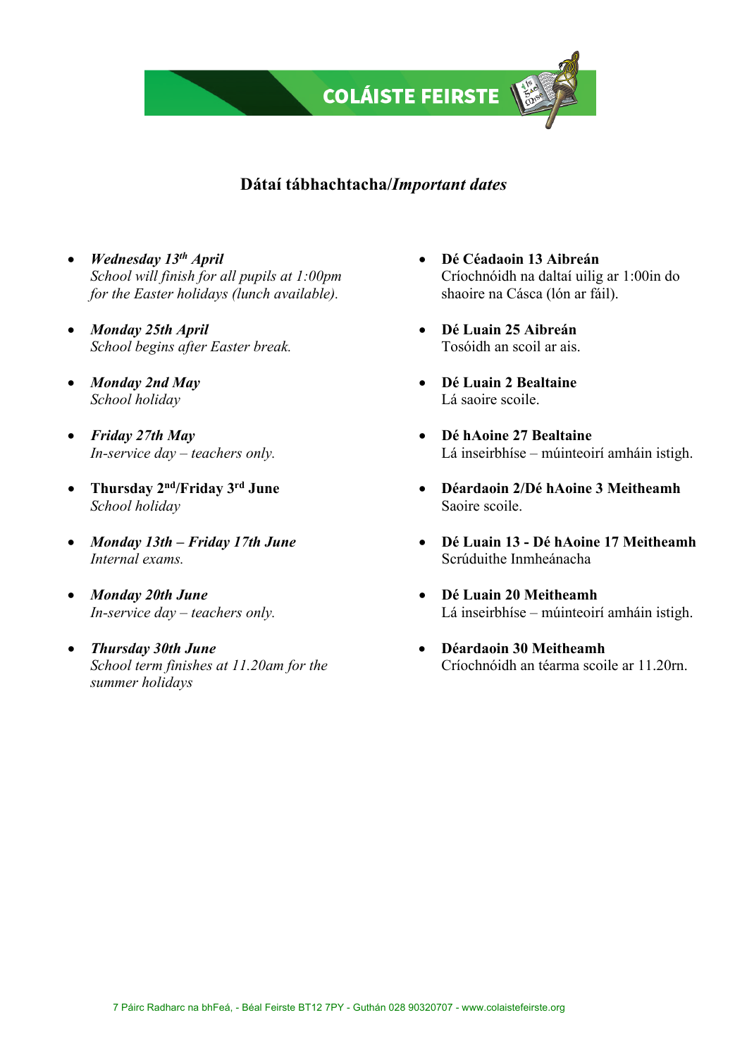COLÁISTE FEIRSTE

## Dátaí tábhachtacha/*Important dates*

- ***Wednesday 13th April***
  *School will finish for all pupils at 1:00pm for the Easter holidays (lunch available).*
- ***Monday 25th April***
  *School begins after Easter break.*
- ***Monday 2nd May***
  *School holiday*
- ***Friday 27th May***
  *In-service day – teachers only.*
- **Thursday 2nd/Friday 3rd June**
  *School holiday*
- ***Monday 13th – Friday 17th June***
  *Internal exams.*
- ***Monday 20th June***
  *In-service day – teachers only.*
- ***Thursday 30th June***
  *School term finishes at 11.20am for the summer holidays*

- **Dé Céadaoin 13 Aibreán**
  Críochnóidh na daltaí uilig ar 1:00in do shaoire na Cásca (lón ar fáil).
- **Dé Luain 25 Aibreán**
  Tosóidh an scoil ar ais.
- **Dé Luain 2 Bealtaine**
  Lá saoire scoile.
- **Dé hAoine 27 Bealtaine**
  Lá inseirbhíse – múinteoirí amháin istigh.
- **Déardaoin 2/Dé hAoine 3 Meitheamh**
  Saoire scoile.
- **Dé Luain 13 - Dé hAoine 17 Meitheamh**
  Scrúduithe Inmheánacha
- **Dé Luain 20 Meitheamh**
  Lá inseirbhíse – múinteoirí amháin istigh.
- **Déardaoin 30 Meitheamh**
  Críochnóidh an téarma scoile ar 11.20rn.

7 Páirc Radharc na bhFeá, - Béal Feirste BT12 7PY - Guthán 028 90320707 - www.colaistefeirste.org